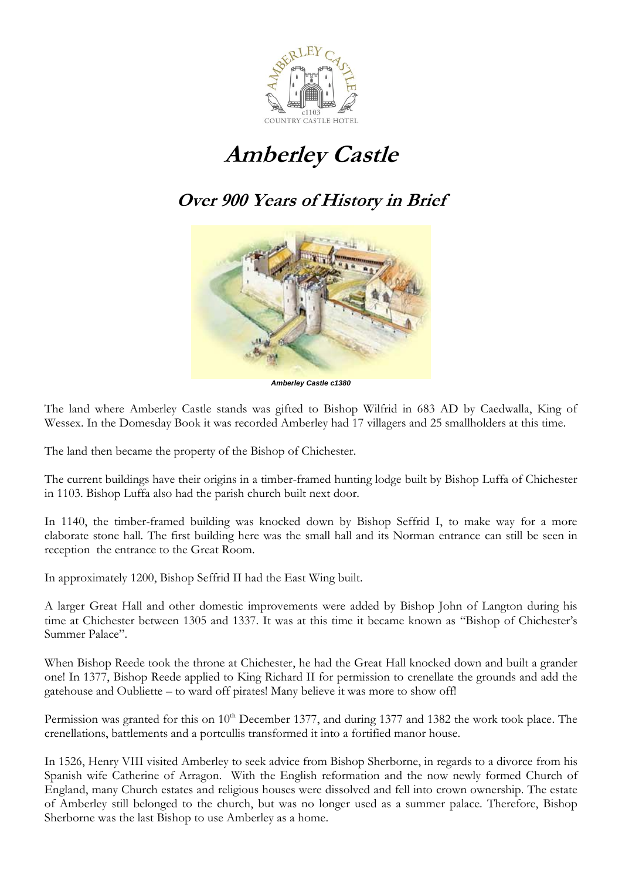# Amberley Castle

## Over 900 Years of History in Brief

*Amberley Castle c1380*

The land where Amberley Castle stands was gifted to Bishop Wilfrid in 683 AD by Caedwalla, King of Wessex. In the Domesday Book it was recorded Amberley had 17 villagers and 25 smallholders at this time.

The land then became the property of the Bishop of Chichester.

The current buildings have their origins in a timber-framed hunting lodge built by Bishop Luffa of Chichester in 1103. Bishop Luffa also had the parish church built next door.

In 1140, the timber-framed building was knocked down by Bishop Seffrid I, to make way for a more elaborate stone hall. The first building here was the small hall and its Norman entrance can still be seen in reception the entrance to the Great Room.

In approximately 1200, Bishop Seffrid II had the East Wing built.

A larger Great Hall and other domestic improvements were added by Bishop John of Langton during his time at Chichester between 1305 and 1337. It was at this time it became known as "Bishop of Chichester's Summer Palace".

When Bishop Reede took the throne at Chichester, he had the Great Hall knocked down and built a grander one! In 1377, Bishop Reede applied to King Richard II for permission to crenellate the grounds and add the gatehouse and Oubliette – to ward off pirates! Many believe it was more to show off!

Permission was granted for this on 10th December 1377, and during 1377 and 1382 the work took place. The crenellations, battlements and a portcullis transformed it into a fortified manor house.

In 1526, Henry VIII visited Amberley to seek advice from Bishop Sherborne, in regards to a divorce from his Spanish wife Catherine of Arragon. With the English reformation and the now newly formed Church of England, many Church estates and religious houses were dissolved and fell into crown ownership. The estate of Amberley still belonged to the church, but was no longer used as a summer palace. Therefore, Bishop Sherborne was the last Bishop to use Amberley as a home.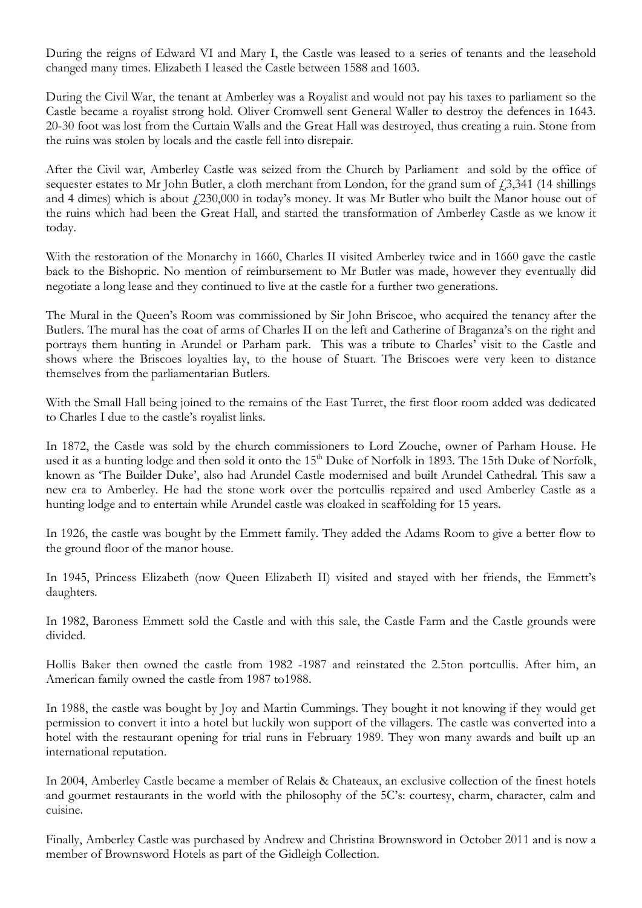During the reigns of Edward VI and Mary I, the Castle was leased to a series of tenants and the leasehold changed many times. Elizabeth I leased the Castle between 1588 and 1603.

During the Civil War, the tenant at Amberley was a Royalist and would not pay his taxes to parliament so the Castle became a royalist strong hold. Oliver Cromwell sent General Waller to destroy the defences in 1643. 20-30 foot was lost from the Curtain Walls and the Great Hall was destroyed, thus creating a ruin. Stone from the ruins was stolen by locals and the castle fell into disrepair.

After the Civil war, Amberley Castle was seized from the Church by Parliament and sold by the office of sequester estates to Mr John Butler, a cloth merchant from London, for the grand sum of £3,341 (14 shillings and 4 dimes) which is about £230,000 in today's money. It was Mr Butler who built the Manor house out of the ruins which had been the Great Hall, and started the transformation of Amberley Castle as we know it today.

With the restoration of the Monarchy in 1660, Charles II visited Amberley twice and in 1660 gave the castle back to the Bishopric. No mention of reimbursement to Mr Butler was made, however they eventually did negotiate a long lease and they continued to live at the castle for a further two generations.

The Mural in the Queen's Room was commissioned by Sir John Briscoe, who acquired the tenancy after the Butlers. The mural has the coat of arms of Charles II on the left and Catherine of Braganza's on the right and portrays them hunting in Arundel or Parham park. This was a tribute to Charles' visit to the Castle and shows where the Briscoes loyalties lay, to the house of Stuart. The Briscoes were very keen to distance themselves from the parliamentarian Butlers.

With the Small Hall being joined to the remains of the East Turret, the first floor room added was dedicated to Charles I due to the castle's royalist links.

In 1872, the Castle was sold by the church commissioners to Lord Zouche, owner of Parham House. He used it as a hunting lodge and then sold it onto the 15th Duke of Norfolk in 1893. The 15th Duke of Norfolk, known as 'The Builder Duke', also had Arundel Castle modernised and built Arundel Cathedral. This saw a new era to Amberley. He had the stone work over the portcullis repaired and used Amberley Castle as a hunting lodge and to entertain while Arundel castle was cloaked in scaffolding for 15 years.

In 1926, the castle was bought by the Emmett family. They added the Adams Room to give a better flow to the ground floor of the manor house.

In 1945, Princess Elizabeth (now Queen Elizabeth II) visited and stayed with her friends, the Emmett's daughters.

In 1982, Baroness Emmett sold the Castle and with this sale, the Castle Farm and the Castle grounds were divided.

Hollis Baker then owned the castle from 1982 -1987 and reinstated the 2.5ton portcullis. After him, an American family owned the castle from 1987 to1988.

In 1988, the castle was bought by Joy and Martin Cummings. They bought it not knowing if they would get permission to convert it into a hotel but luckily won support of the villagers. The castle was converted into a hotel with the restaurant opening for trial runs in February 1989. They won many awards and built up an international reputation.

In 2004, Amberley Castle became a member of Relais & Chateaux, an exclusive collection of the finest hotels and gourmet restaurants in the world with the philosophy of the 5C's: courtesy, charm, character, calm and cuisine.

Finally, Amberley Castle was purchased by Andrew and Christina Brownsword in October 2011 and is now a member of Brownsword Hotels as part of the Gidleigh Collection.